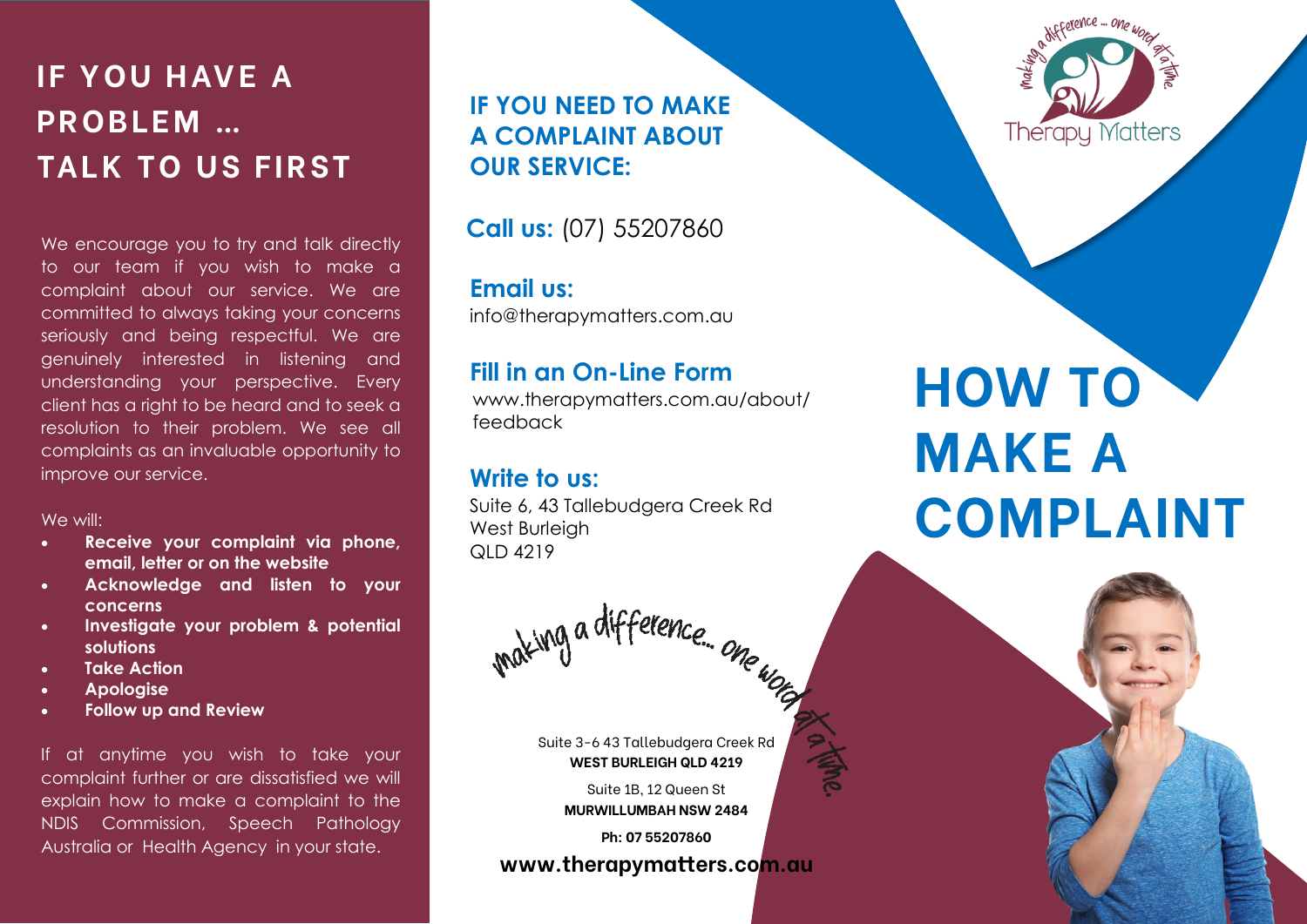# IF YOU HAVE A PROBLEM … TALK TO US FIRST

We encourage you to try and talk directly to our team if you wish to make a complaint about our service. We are committed to always taking your concerns seriously and being respectful. We are genuinely interested in listening and understanding your perspective. Every client has a right to be heard and to seek a resolution to their problem. We see all complaints as an invaluable opportunity to improve our service.

We will:

- **Receive your complaint via phone, email, letter or on the website**
- **Acknowledge and listen to your concerns**
- **Investigate your problem & potential solutions**
- **Take Action**
- **Apologise**
- **Follow up and Review**

If at anytime you wish to take your complaint further or are dissatisfied we will explain how to make a complaint to the NDIS Commission, Speech Pathology Australia or Health Agency in your state.

## IF YOU NEED TO MAKE A COMPLAINT ABOUT OUR SERVICE:

**Call us:** (07) 55207860

**Email us:**
info@therapymatters.com.au

**Fill in an On-Line Form**
www.therapymatters.com.au/about/feedback

**Write to us:**
Suite 6, 43 Tallebudgera Creek Rd
West Burleigh
QLD 4219

making a difference... one word at a time.

Suite 3-6 43 Tallebudgera Creek Rd
**WEST BURLEIGH QLD 4219**

Suite 1B, 12 Queen St
**MURWILLUMBAH NSW 2484**

**Ph: 07 55207860**

**www.therapymatters.com.au**

making a difference ... one word at a time.

Therapy Matters

# HOW TO MAKE A COMPLAINT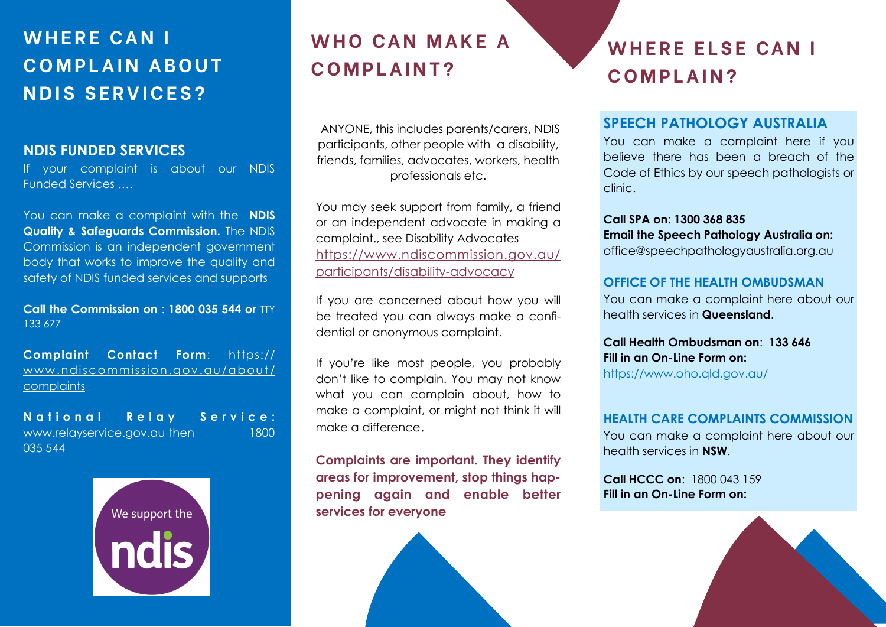# WHERE CAN I COMPLAIN ABOUT NDIS SERVICES?

## NDIS FUNDED SERVICES

If your complaint is about our NDIS Funded Services ....

You can make a complaint with the **NDIS Quality & Safeguards Commission.** The NDIS Commission is an independent government body that works to improve the quality and safety of NDIS funded services and supports

**Call the Commission on** : **1800 035 544 or** TTY 133 677

**Complaint Contact Form**: https://www.ndiscommission.gov.au/about/complaints

**National Relay Service:** www.relayservice.gov.au then 1800 035 544

We support the ndis

# WHO CAN MAKE A COMPLAINT?

ANYONE, this includes parents/carers, NDIS participants, other people with a disability, friends, families, advocates, workers, health professionals etc.

You may seek support from family, a friend or an independent advocate in making a complaint., see Disability Advocates https://www.ndiscommission.gov.au/participants/disability-advocacy

If you are concerned about how you will be treated you can always make a confidential or anonymous complaint.

If you're like most people, you probably don't like to complain. You may not know what you can complain about, how to make a complaint, or might not think it will make a difference.

**Complaints are important. They identify areas for improvement, stop things happening again and enable better services for everyone**

# WHERE ELSE CAN I COMPLAIN?

## SPEECH PATHOLOGY AUSTRALIA

You can make a complaint here if you believe there has been a breach of the Code of Ethics by our speech pathologists or clinic.

**Call SPA on**: **1300 368 835**
**Email the Speech Pathology Australia on:** office@speechpathologyaustralia.org.au

## OFFICE OF THE HEALTH OMBUDSMAN

You can make a complaint here about our health services in **Queensland**.

**Call Health Ombudsman on**: **133 646**
**Fill in an On-Line Form on:**
https://www.oho.qld.gov.au/

## HEALTH CARE COMPLAINTS COMMISSION

You can make a complaint here about our health services in **NSW**.

**Call HCCC on**: 1800 043 159
**Fill in an On-Line Form on:**